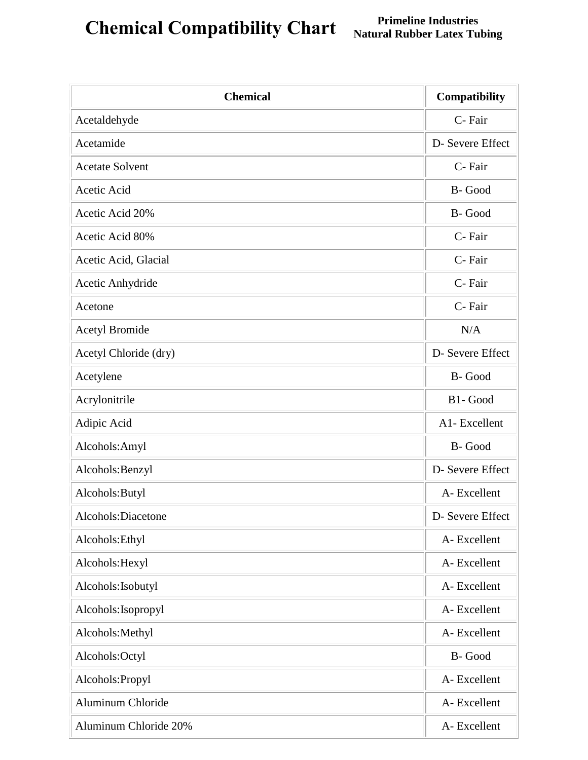# Chemical Compatibility Chart

**Primeline Industries**
**Natural Rubber Latex Tubing**

| Chemical | Compatibility |
|---|---|
| Acetaldehyde | C- Fair |
| Acetamide | D- Severe Effect |
| Acetate Solvent | C- Fair |
| Acetic Acid | B- Good |
| Acetic Acid 20% | B- Good |
| Acetic Acid 80% | C- Fair |
| Acetic Acid, Glacial | C- Fair |
| Acetic Anhydride | C- Fair |
| Acetone | C- Fair |
| Acetyl Bromide | N/A |
| Acetyl Chloride (dry) | D- Severe Effect |
| Acetylene | B- Good |
| Acrylonitrile | B1- Good |
| Adipic Acid | A1- Excellent |
| Alcohols:Amyl | B- Good |
| Alcohols:Benzyl | D- Severe Effect |
| Alcohols:Butyl | A- Excellent |
| Alcohols:Diacetone | D- Severe Effect |
| Alcohols:Ethyl | A- Excellent |
| Alcohols:Hexyl | A- Excellent |
| Alcohols:Isobutyl | A- Excellent |
| Alcohols:Isopropyl | A- Excellent |
| Alcohols:Methyl | A- Excellent |
| Alcohols:Octyl | B- Good |
| Alcohols:Propyl | A- Excellent |
| Aluminum Chloride | A- Excellent |
| Aluminum Chloride 20% | A- Excellent |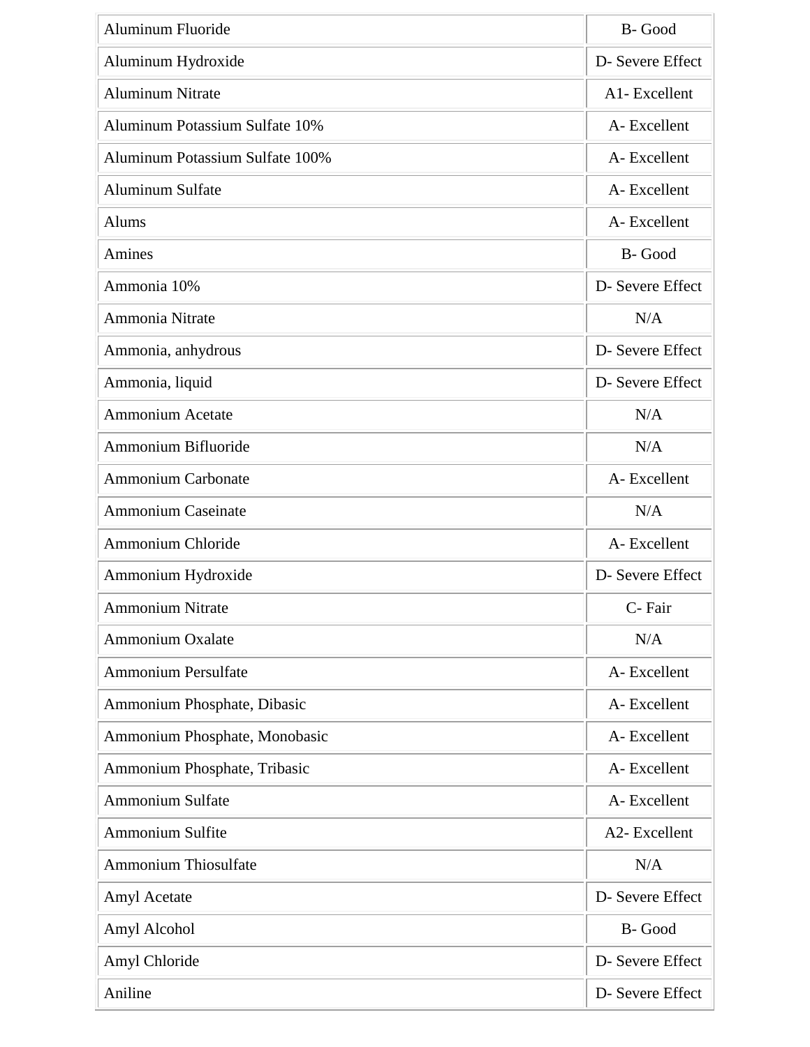| | |
|---|---|
| Aluminum Fluoride | B- Good |
| Aluminum Hydroxide | D- Severe Effect |
| Aluminum Nitrate | A1- Excellent |
| Aluminum Potassium Sulfate 10% | A- Excellent |
| Aluminum Potassium Sulfate 100% | A- Excellent |
| Aluminum Sulfate | A- Excellent |
| Alums | A- Excellent |
| Amines | B- Good |
| Ammonia 10% | D- Severe Effect |
| Ammonia Nitrate | N/A |
| Ammonia, anhydrous | D- Severe Effect |
| Ammonia, liquid | D- Severe Effect |
| Ammonium Acetate | N/A |
| Ammonium Bifluoride | N/A |
| Ammonium Carbonate | A- Excellent |
| Ammonium Caseinate | N/A |
| Ammonium Chloride | A- Excellent |
| Ammonium Hydroxide | D- Severe Effect |
| Ammonium Nitrate | C- Fair |
| Ammonium Oxalate | N/A |
| Ammonium Persulfate | A- Excellent |
| Ammonium Phosphate, Dibasic | A- Excellent |
| Ammonium Phosphate, Monobasic | A- Excellent |
| Ammonium Phosphate, Tribasic | A- Excellent |
| Ammonium Sulfate | A- Excellent |
| Ammonium Sulfite | A2- Excellent |
| Ammonium Thiosulfate | N/A |
| Amyl Acetate | D- Severe Effect |
| Amyl Alcohol | B- Good |
| Amyl Chloride | D- Severe Effect |
| Aniline | D- Severe Effect |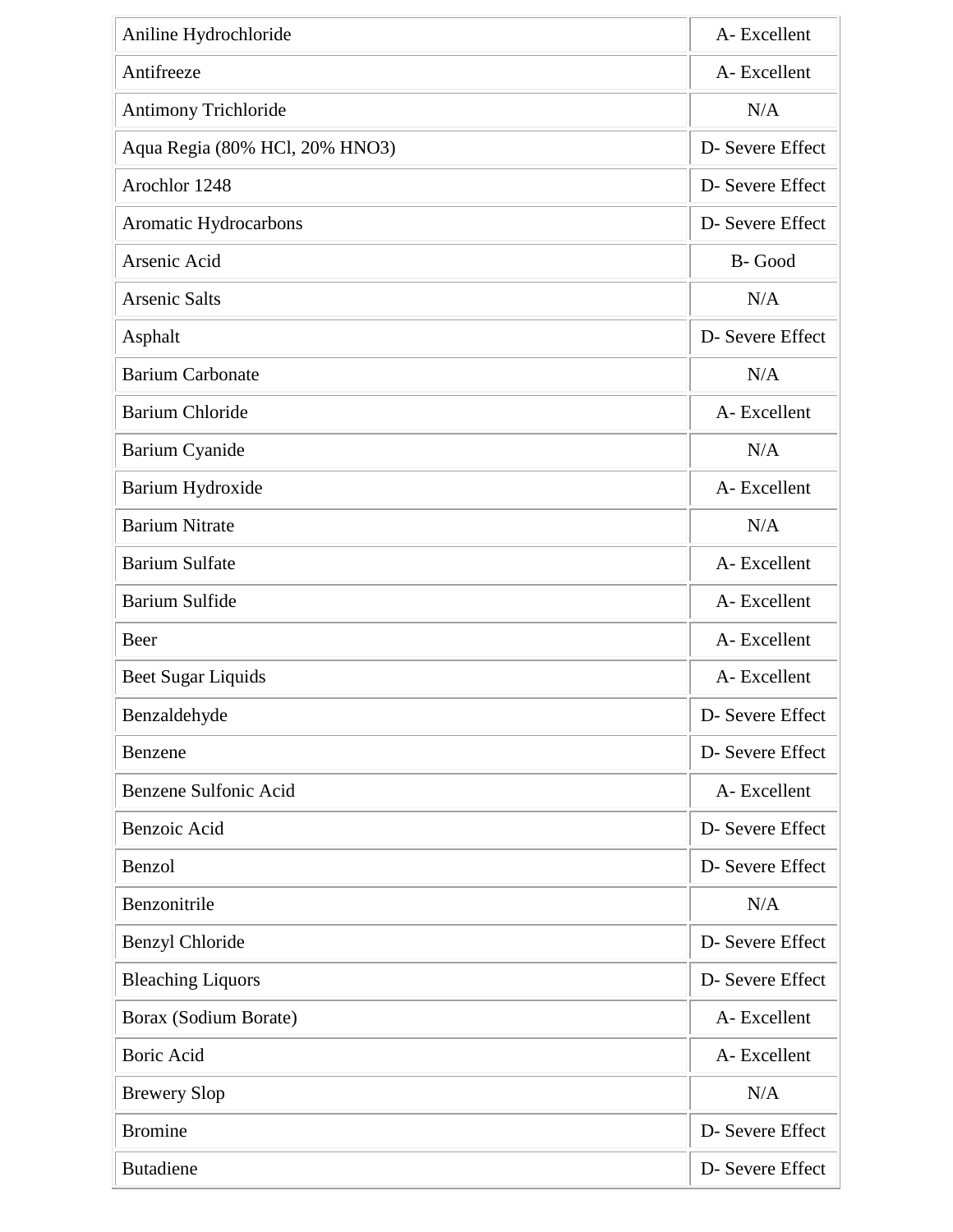| | |
|---|---|
| Aniline Hydrochloride | A- Excellent |
| Antifreeze | A- Excellent |
| Antimony Trichloride | N/A |
| Aqua Regia (80% HCl, 20% HNO3) | D- Severe Effect |
| Arochlor 1248 | D- Severe Effect |
| Aromatic Hydrocarbons | D- Severe Effect |
| Arsenic Acid | B- Good |
| Arsenic Salts | N/A |
| Asphalt | D- Severe Effect |
| Barium Carbonate | N/A |
| Barium Chloride | A- Excellent |
| Barium Cyanide | N/A |
| Barium Hydroxide | A- Excellent |
| Barium Nitrate | N/A |
| Barium Sulfate | A- Excellent |
| Barium Sulfide | A- Excellent |
| Beer | A- Excellent |
| Beet Sugar Liquids | A- Excellent |
| Benzaldehyde | D- Severe Effect |
| Benzene | D- Severe Effect |
| Benzene Sulfonic Acid | A- Excellent |
| Benzoic Acid | D- Severe Effect |
| Benzol | D- Severe Effect |
| Benzonitrile | N/A |
| Benzyl Chloride | D- Severe Effect |
| Bleaching Liquors | D- Severe Effect |
| Borax (Sodium Borate) | A- Excellent |
| Boric Acid | A- Excellent |
| Brewery Slop | N/A |
| Bromine | D- Severe Effect |
| Butadiene | D- Severe Effect |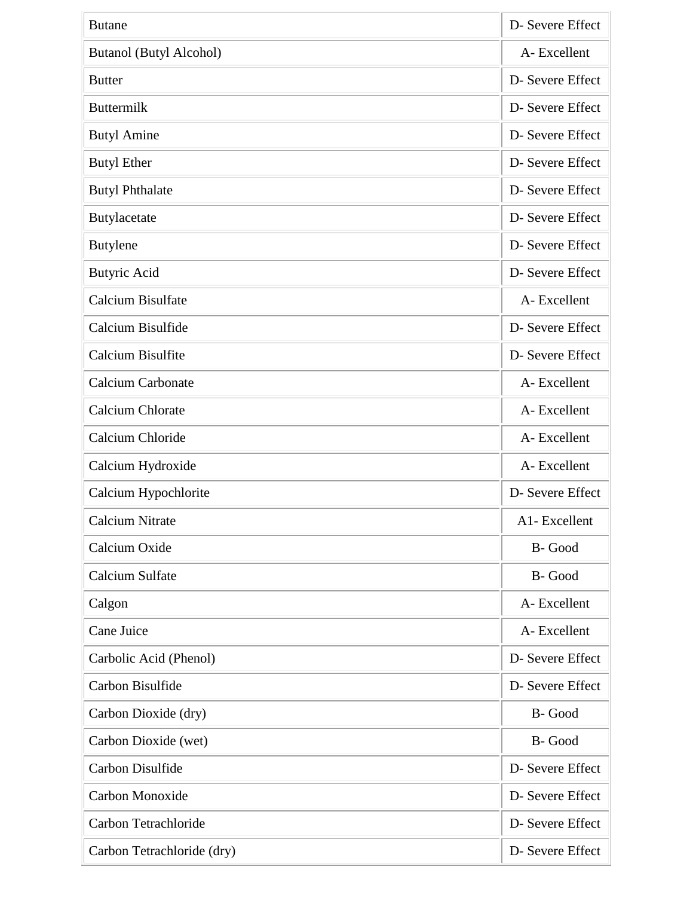| | |
|---|---|
| Butane | D- Severe Effect |
| Butanol (Butyl Alcohol) | A- Excellent |
| Butter | D- Severe Effect |
| Buttermilk | D- Severe Effect |
| Butyl Amine | D- Severe Effect |
| Butyl Ether | D- Severe Effect |
| Butyl Phthalate | D- Severe Effect |
| Butylacetate | D- Severe Effect |
| Butylene | D- Severe Effect |
| Butyric Acid | D- Severe Effect |
| Calcium Bisulfate | A- Excellent |
| Calcium Bisulfide | D- Severe Effect |
| Calcium Bisulfite | D- Severe Effect |
| Calcium Carbonate | A- Excellent |
| Calcium Chlorate | A- Excellent |
| Calcium Chloride | A- Excellent |
| Calcium Hydroxide | A- Excellent |
| Calcium Hypochlorite | D- Severe Effect |
| Calcium Nitrate | A1- Excellent |
| Calcium Oxide | B- Good |
| Calcium Sulfate | B- Good |
| Calgon | A- Excellent |
| Cane Juice | A- Excellent |
| Carbolic Acid (Phenol) | D- Severe Effect |
| Carbon Bisulfide | D- Severe Effect |
| Carbon Dioxide (dry) | B- Good |
| Carbon Dioxide (wet) | B- Good |
| Carbon Disulfide | D- Severe Effect |
| Carbon Monoxide | D- Severe Effect |
| Carbon Tetrachloride | D- Severe Effect |
| Carbon Tetrachloride (dry) | D- Severe Effect |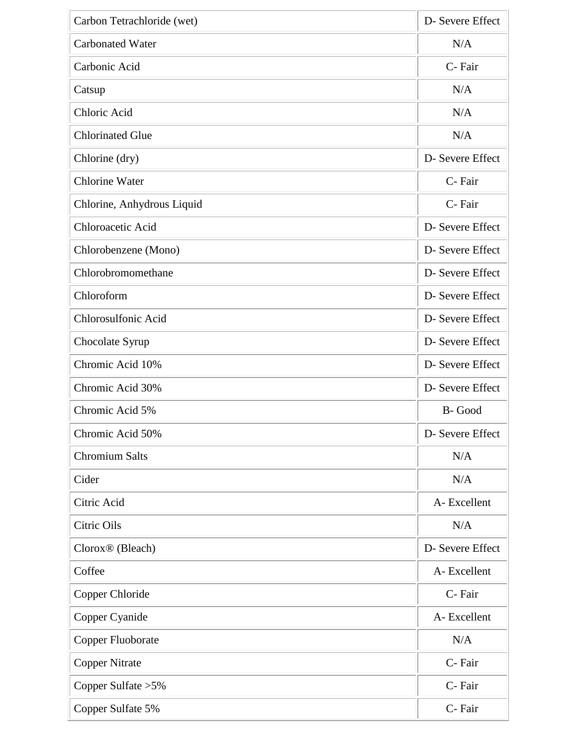| | |
|---|---|
| Carbon Tetrachloride (wet) | D- Severe Effect |
| Carbonated Water | N/A |
| Carbonic Acid | C- Fair |
| Catsup | N/A |
| Chloric Acid | N/A |
| Chlorinated Glue | N/A |
| Chlorine (dry) | D- Severe Effect |
| Chlorine Water | C- Fair |
| Chlorine, Anhydrous Liquid | C- Fair |
| Chloroacetic Acid | D- Severe Effect |
| Chlorobenzene (Mono) | D- Severe Effect |
| Chlorobromomethane | D- Severe Effect |
| Chloroform | D- Severe Effect |
| Chlorosulfonic Acid | D- Severe Effect |
| Chocolate Syrup | D- Severe Effect |
| Chromic Acid 10% | D- Severe Effect |
| Chromic Acid 30% | D- Severe Effect |
| Chromic Acid 5% | B- Good |
| Chromic Acid 50% | D- Severe Effect |
| Chromium Salts | N/A |
| Cider | N/A |
| Citric Acid | A- Excellent |
| Citric Oils | N/A |
| Clorox® (Bleach) | D- Severe Effect |
| Coffee | A- Excellent |
| Copper Chloride | C- Fair |
| Copper Cyanide | A- Excellent |
| Copper Fluoborate | N/A |
| Copper Nitrate | C- Fair |
| Copper Sulfate >5% | C- Fair |
| Copper Sulfate 5% | C- Fair |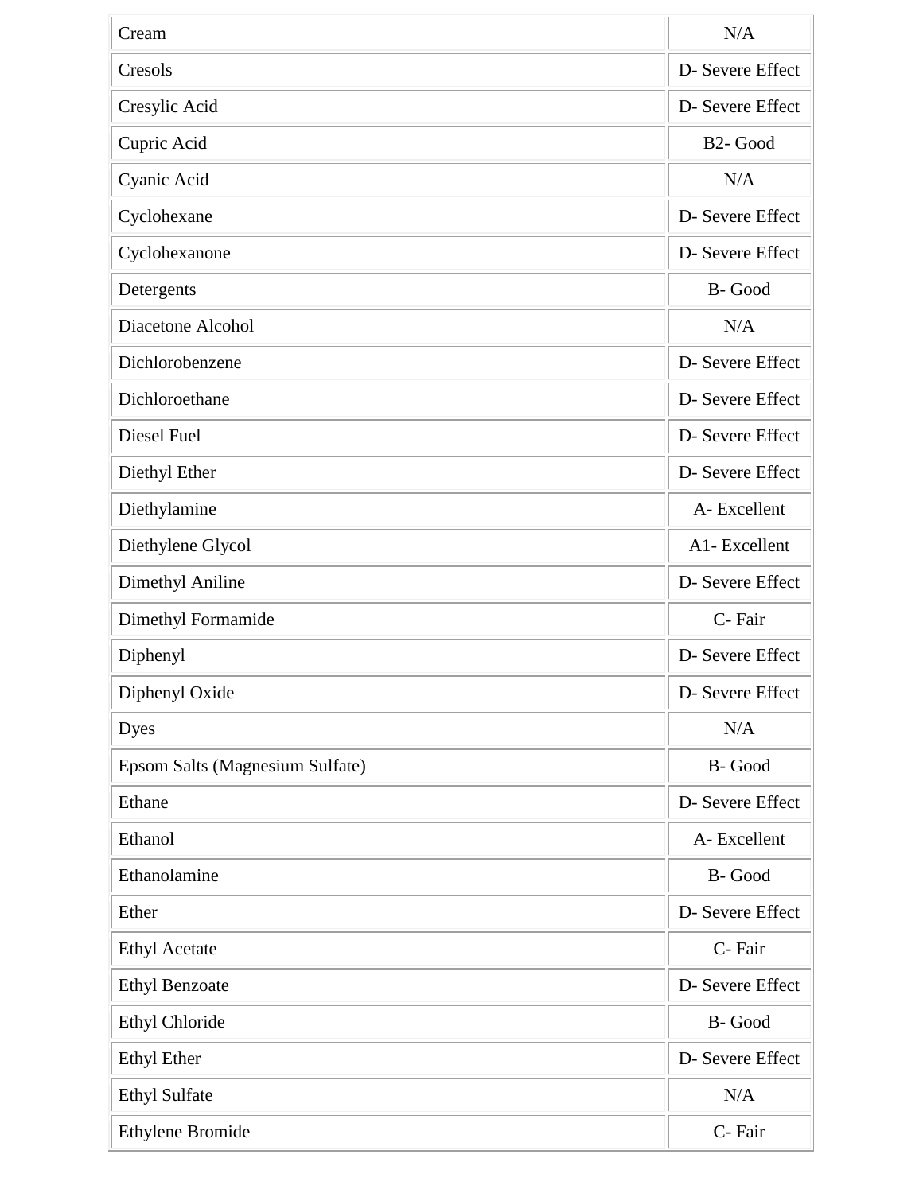| | |
|---|---|
| Cream | N/A |
| Cresols | D- Severe Effect |
| Cresylic Acid | D- Severe Effect |
| Cupric Acid | B2- Good |
| Cyanic Acid | N/A |
| Cyclohexane | D- Severe Effect |
| Cyclohexanone | D- Severe Effect |
| Detergents | B- Good |
| Diacetone Alcohol | N/A |
| Dichlorobenzene | D- Severe Effect |
| Dichloroethane | D- Severe Effect |
| Diesel Fuel | D- Severe Effect |
| Diethyl Ether | D- Severe Effect |
| Diethylamine | A- Excellent |
| Diethylene Glycol | A1- Excellent |
| Dimethyl Aniline | D- Severe Effect |
| Dimethyl Formamide | C- Fair |
| Diphenyl | D- Severe Effect |
| Diphenyl Oxide | D- Severe Effect |
| Dyes | N/A |
| Epsom Salts (Magnesium Sulfate) | B- Good |
| Ethane | D- Severe Effect |
| Ethanol | A- Excellent |
| Ethanolamine | B- Good |
| Ether | D- Severe Effect |
| Ethyl Acetate | C- Fair |
| Ethyl Benzoate | D- Severe Effect |
| Ethyl Chloride | B- Good |
| Ethyl Ether | D- Severe Effect |
| Ethyl Sulfate | N/A |
| Ethylene Bromide | C- Fair |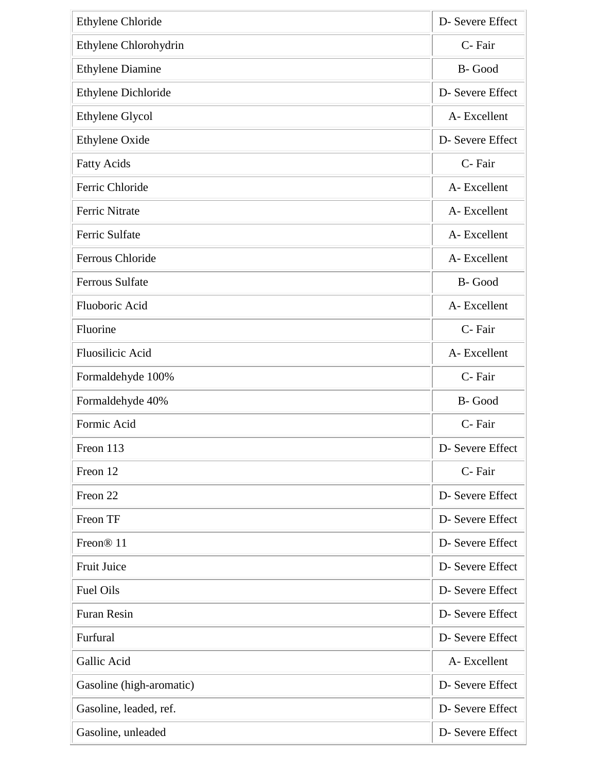| | |
|---|---|
| Ethylene Chloride | D- Severe Effect |
| Ethylene Chlorohydrin | C- Fair |
| Ethylene Diamine | B- Good |
| Ethylene Dichloride | D- Severe Effect |
| Ethylene Glycol | A- Excellent |
| Ethylene Oxide | D- Severe Effect |
| Fatty Acids | C- Fair |
| Ferric Chloride | A- Excellent |
| Ferric Nitrate | A- Excellent |
| Ferric Sulfate | A- Excellent |
| Ferrous Chloride | A- Excellent |
| Ferrous Sulfate | B- Good |
| Fluoboric Acid | A- Excellent |
| Fluorine | C- Fair |
| Fluosilicic Acid | A- Excellent |
| Formaldehyde 100% | C- Fair |
| Formaldehyde 40% | B- Good |
| Formic Acid | C- Fair |
| Freon 113 | D- Severe Effect |
| Freon 12 | C- Fair |
| Freon 22 | D- Severe Effect |
| Freon TF | D- Severe Effect |
| Freon® 11 | D- Severe Effect |
| Fruit Juice | D- Severe Effect |
| Fuel Oils | D- Severe Effect |
| Furan Resin | D- Severe Effect |
| Furfural | D- Severe Effect |
| Gallic Acid | A- Excellent |
| Gasoline (high-aromatic) | D- Severe Effect |
| Gasoline, leaded, ref. | D- Severe Effect |
| Gasoline, unleaded | D- Severe Effect |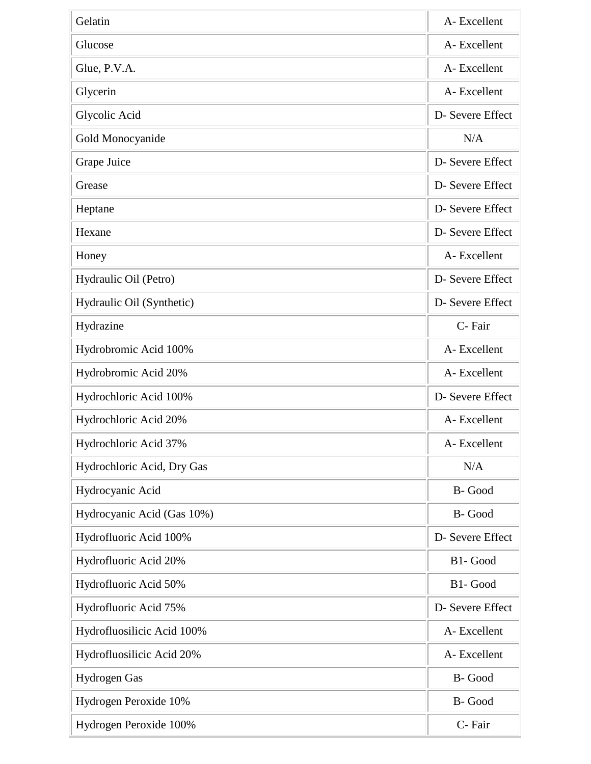| | |
|---|---|
| Gelatin | A- Excellent |
| Glucose | A- Excellent |
| Glue, P.V.A. | A- Excellent |
| Glycerin | A- Excellent |
| Glycolic Acid | D- Severe Effect |
| Gold Monocyanide | N/A |
| Grape Juice | D- Severe Effect |
| Grease | D- Severe Effect |
| Heptane | D- Severe Effect |
| Hexane | D- Severe Effect |
| Honey | A- Excellent |
| Hydraulic Oil (Petro) | D- Severe Effect |
| Hydraulic Oil (Synthetic) | D- Severe Effect |
| Hydrazine | C- Fair |
| Hydrobromic Acid 100% | A- Excellent |
| Hydrobromic Acid 20% | A- Excellent |
| Hydrochloric Acid 100% | D- Severe Effect |
| Hydrochloric Acid 20% | A- Excellent |
| Hydrochloric Acid 37% | A- Excellent |
| Hydrochloric Acid, Dry Gas | N/A |
| Hydrocyanic Acid | B- Good |
| Hydrocyanic Acid (Gas 10%) | B- Good |
| Hydrofluoric Acid 100% | D- Severe Effect |
| Hydrofluoric Acid 20% | B1- Good |
| Hydrofluoric Acid 50% | B1- Good |
| Hydrofluoric Acid 75% | D- Severe Effect |
| Hydrofluosilicic Acid 100% | A- Excellent |
| Hydrofluosilicic Acid 20% | A- Excellent |
| Hydrogen Gas | B- Good |
| Hydrogen Peroxide 10% | B- Good |
| Hydrogen Peroxide 100% | C- Fair |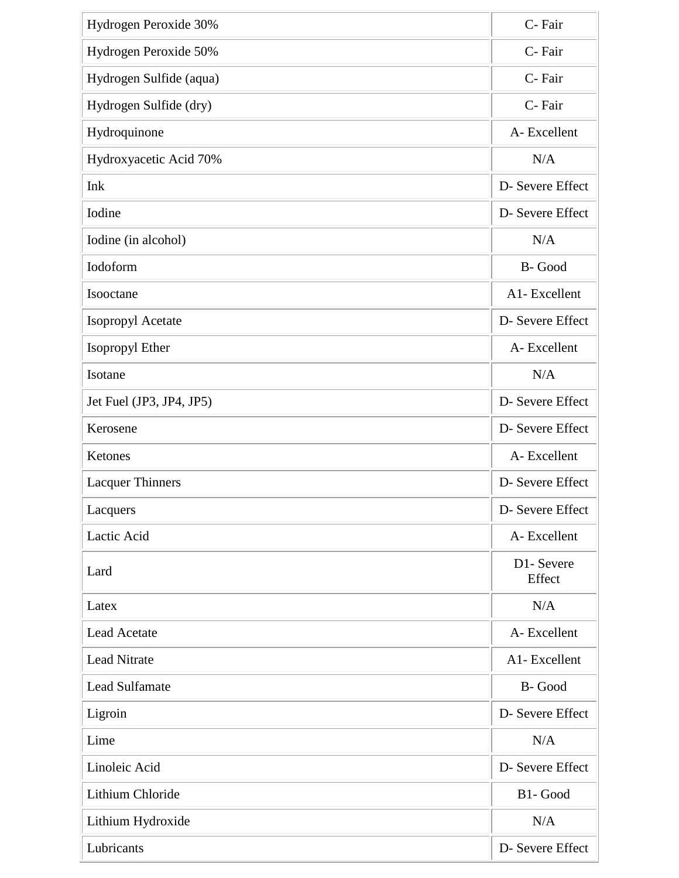| | |
|---|---|
| Hydrogen Peroxide 30% | C- Fair |
| Hydrogen Peroxide 50% | C- Fair |
| Hydrogen Sulfide (aqua) | C- Fair |
| Hydrogen Sulfide (dry) | C- Fair |
| Hydroquinone | A- Excellent |
| Hydroxyacetic Acid 70% | N/A |
| Ink | D- Severe Effect |
| Iodine | D- Severe Effect |
| Iodine (in alcohol) | N/A |
| Iodoform | B- Good |
| Isooctane | A1- Excellent |
| Isopropyl Acetate | D- Severe Effect |
| Isopropyl Ether | A- Excellent |
| Isotane | N/A |
| Jet Fuel (JP3, JP4, JP5) | D- Severe Effect |
| Kerosene | D- Severe Effect |
| Ketones | A- Excellent |
| Lacquer Thinners | D- Severe Effect |
| Lacquers | D- Severe Effect |
| Lactic Acid | A- Excellent |
| Lard | D1- Severe Effect |
| Latex | N/A |
| Lead Acetate | A- Excellent |
| Lead Nitrate | A1- Excellent |
| Lead Sulfamate | B- Good |
| Ligroin | D- Severe Effect |
| Lime | N/A |
| Linoleic Acid | D- Severe Effect |
| Lithium Chloride | B1- Good |
| Lithium Hydroxide | N/A |
| Lubricants | D- Severe Effect |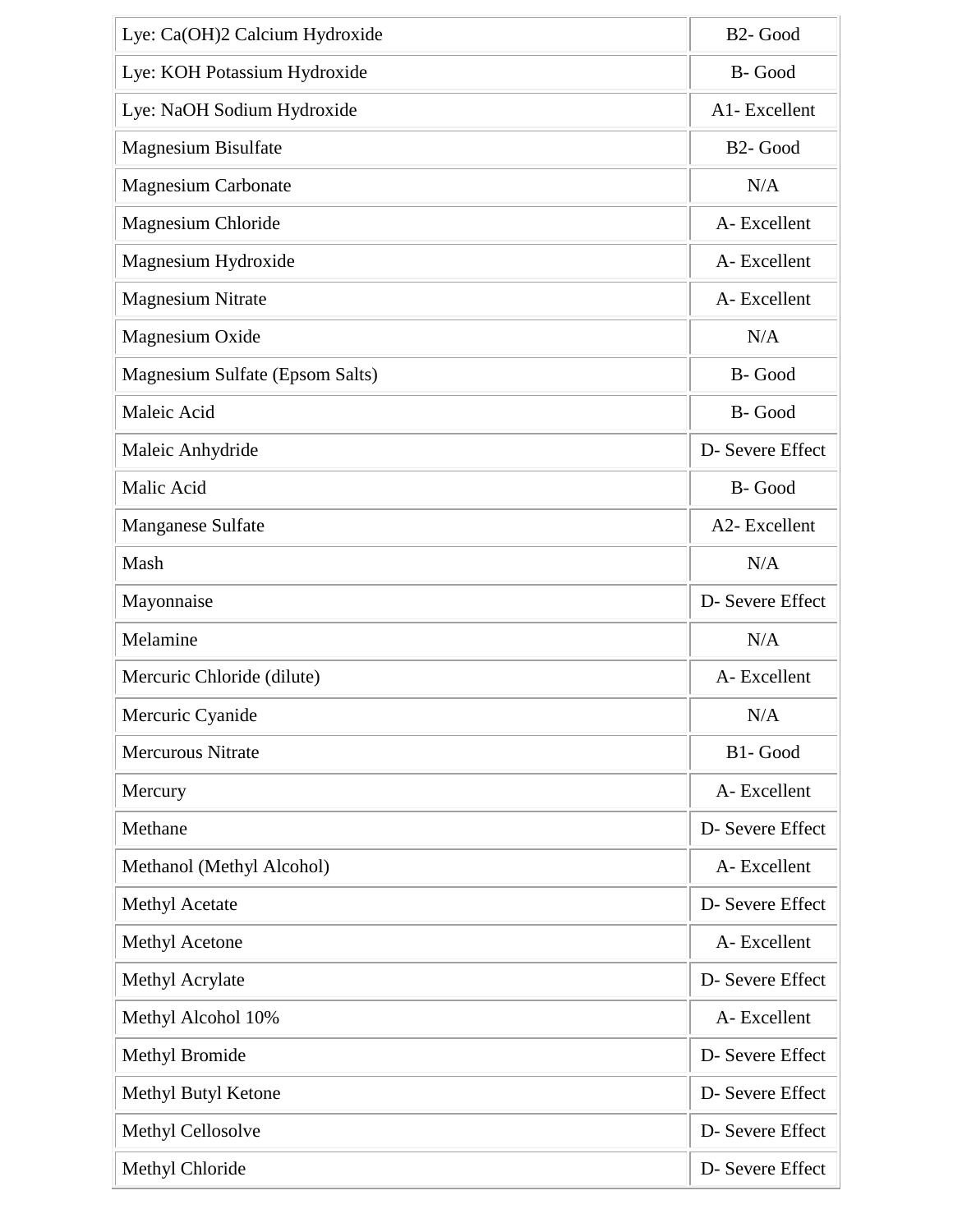| Lye: $Ca(OH)_2$ Calcium Hydroxide | B2- Good |
|---|---|
| Lye: KOH Potassium Hydroxide | B- Good |
| Lye: NaOH Sodium Hydroxide | A1- Excellent |
| Magnesium Bisulfate | B2- Good |
| Magnesium Carbonate | N/A |
| Magnesium Chloride | A- Excellent |
| Magnesium Hydroxide | A- Excellent |
| Magnesium Nitrate | A- Excellent |
| Magnesium Oxide | N/A |
| Magnesium Sulfate (Epsom Salts) | B- Good |
| Maleic Acid | B- Good |
| Maleic Anhydride | D- Severe Effect |
| Malic Acid | B- Good |
| Manganese Sulfate | A2- Excellent |
| Mash | N/A |
| Mayonnaise | D- Severe Effect |
| Melamine | N/A |
| Mercuric Chloride (dilute) | A- Excellent |
| Mercuric Cyanide | N/A |
| Mercurous Nitrate | B1- Good |
| Mercury | A- Excellent |
| Methane | D- Severe Effect |
| Methanol (Methyl Alcohol) | A- Excellent |
| Methyl Acetate | D- Severe Effect |
| Methyl Acetone | A- Excellent |
| Methyl Acrylate | D- Severe Effect |
| Methyl Alcohol 10% | A- Excellent |
| Methyl Bromide | D- Severe Effect |
| Methyl Butyl Ketone | D- Severe Effect |
| Methyl Cellosolve | D- Severe Effect |
| Methyl Chloride | D- Severe Effect |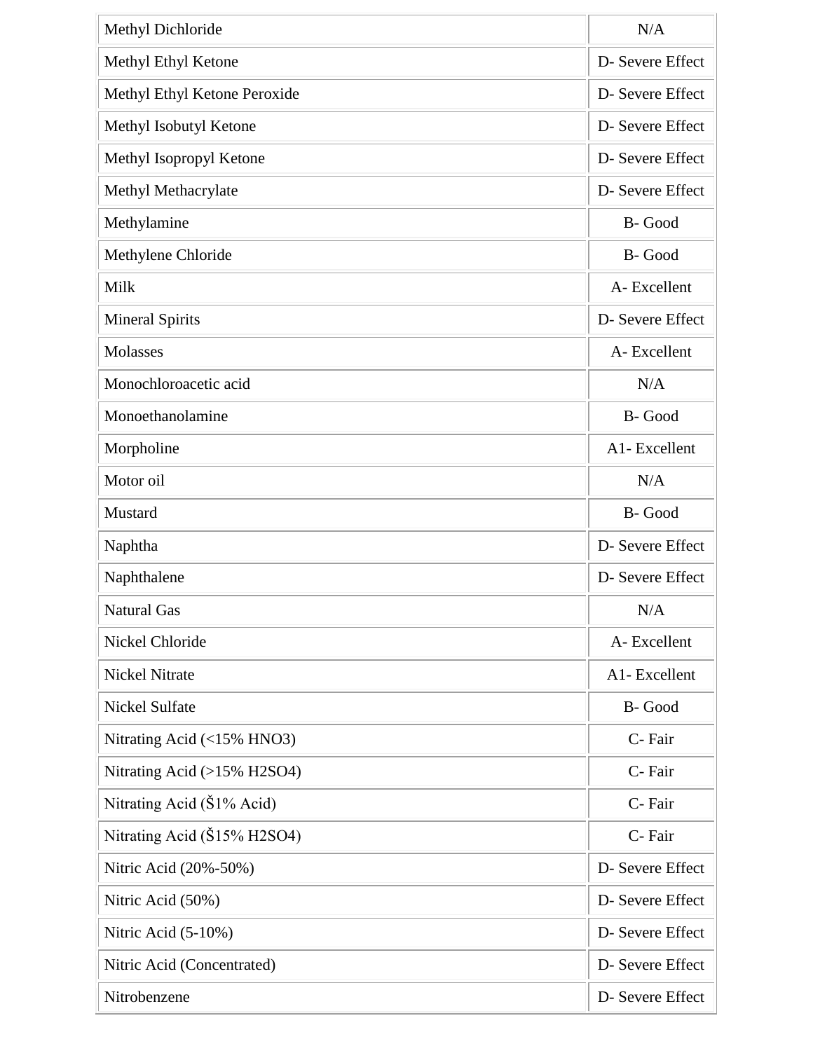| | |
|---|---|
| Methyl Dichloride | N/A |
| Methyl Ethyl Ketone | D- Severe Effect |
| Methyl Ethyl Ketone Peroxide | D- Severe Effect |
| Methyl Isobutyl Ketone | D- Severe Effect |
| Methyl Isopropyl Ketone | D- Severe Effect |
| Methyl Methacrylate | D- Severe Effect |
| Methylamine | B- Good |
| Methylene Chloride | B- Good |
| Milk | A- Excellent |
| Mineral Spirits | D- Severe Effect |
| Molasses | A- Excellent |
| Monochloroacetic acid | N/A |
| Monoethanolamine | B- Good |
| Morpholine | A1- Excellent |
| Motor oil | N/A |
| Mustard | B- Good |
| Naphtha | D- Severe Effect |
| Naphthalene | D- Severe Effect |
| Natural Gas | N/A |
| Nickel Chloride | A- Excellent |
| Nickel Nitrate | A1- Excellent |
| Nickel Sulfate | B- Good |
| Nitrating Acid (<15% $HNO_3$) | C- Fair |
| Nitrating Acid (>15% $H_2SO_4$) | C- Fair |
| Nitrating Acid (Š1% Acid) | C- Fair |
| Nitrating Acid (Š15% $H_2SO_4$) | C- Fair |
| Nitric Acid (20%-50%) | D- Severe Effect |
| Nitric Acid (50%) | D- Severe Effect |
| Nitric Acid (5-10%) | D- Severe Effect |
| Nitric Acid (Concentrated) | D- Severe Effect |
| Nitrobenzene | D- Severe Effect |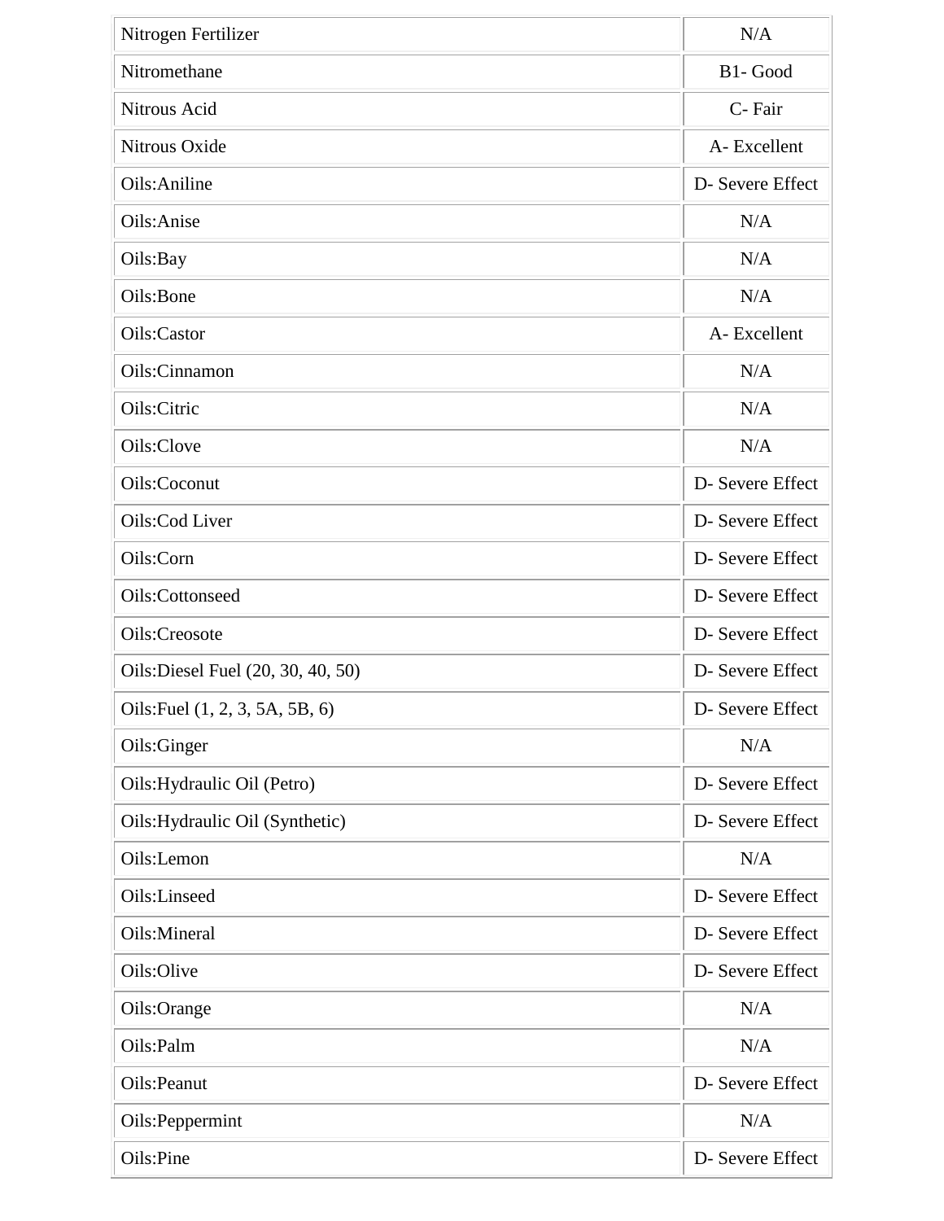| Nitrogen Fertilizer | N/A |
| --- | --- |
| Nitromethane | B1- Good |
| Nitrous Acid | C- Fair |
| Nitrous Oxide | A- Excellent |
| Oils:Aniline | D- Severe Effect |
| Oils:Anise | N/A |
| Oils:Bay | N/A |
| Oils:Bone | N/A |
| Oils:Castor | A- Excellent |
| Oils:Cinnamon | N/A |
| Oils:Citric | N/A |
| Oils:Clove | N/A |
| Oils:Coconut | D- Severe Effect |
| Oils:Cod Liver | D- Severe Effect |
| Oils:Corn | D- Severe Effect |
| Oils:Cottonseed | D- Severe Effect |
| Oils:Creosote | D- Severe Effect |
| Oils:Diesel Fuel (20, 30, 40, 50) | D- Severe Effect |
| Oils:Fuel (1, 2, 3, 5A, 5B, 6) | D- Severe Effect |
| Oils:Ginger | N/A |
| Oils:Hydraulic Oil (Petro) | D- Severe Effect |
| Oils:Hydraulic Oil (Synthetic) | D- Severe Effect |
| Oils:Lemon | N/A |
| Oils:Linseed | D- Severe Effect |
| Oils:Mineral | D- Severe Effect |
| Oils:Olive | D- Severe Effect |
| Oils:Orange | N/A |
| Oils:Palm | N/A |
| Oils:Peanut | D- Severe Effect |
| Oils:Peppermint | N/A |
| Oils:Pine | D- Severe Effect |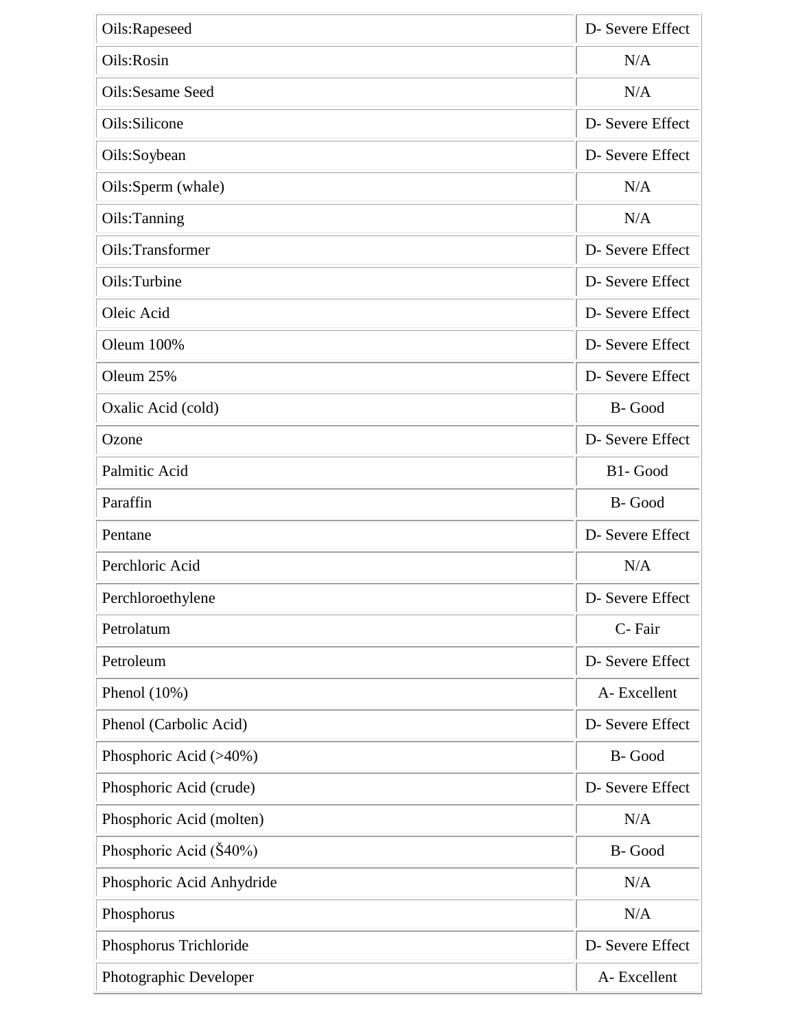| Oils:Rapeseed | D- Severe Effect |
| --- | --- |
| Oils:Rosin | N/A |
| Oils:Sesame Seed | N/A |
| Oils:Silicone | D- Severe Effect |
| Oils:Soybean | D- Severe Effect |
| Oils:Sperm (whale) | N/A |
| Oils:Tanning | N/A |
| Oils:Transformer | D- Severe Effect |
| Oils:Turbine | D- Severe Effect |
| Oleic Acid | D- Severe Effect |
| Oleum 100% | D- Severe Effect |
| Oleum 25% | D- Severe Effect |
| Oxalic Acid (cold) | B- Good |
| Ozone | D- Severe Effect |
| Palmitic Acid | B1- Good |
| Paraffin | B- Good |
| Pentane | D- Severe Effect |
| Perchloric Acid | N/A |
| Perchloroethylene | D- Severe Effect |
| Petrolatum | C- Fair |
| Petroleum | D- Severe Effect |
| Phenol (10%) | A- Excellent |
| Phenol (Carbolic Acid) | D- Severe Effect |
| Phosphoric Acid (>40%) | B- Good |
| Phosphoric Acid (crude) | D- Severe Effect |
| Phosphoric Acid (molten) | N/A |
| Phosphoric Acid (Š40%) | B- Good |
| Phosphoric Acid Anhydride | N/A |
| Phosphorus | N/A |
| Phosphorus Trichloride | D- Severe Effect |
| Photographic Developer | A- Excellent |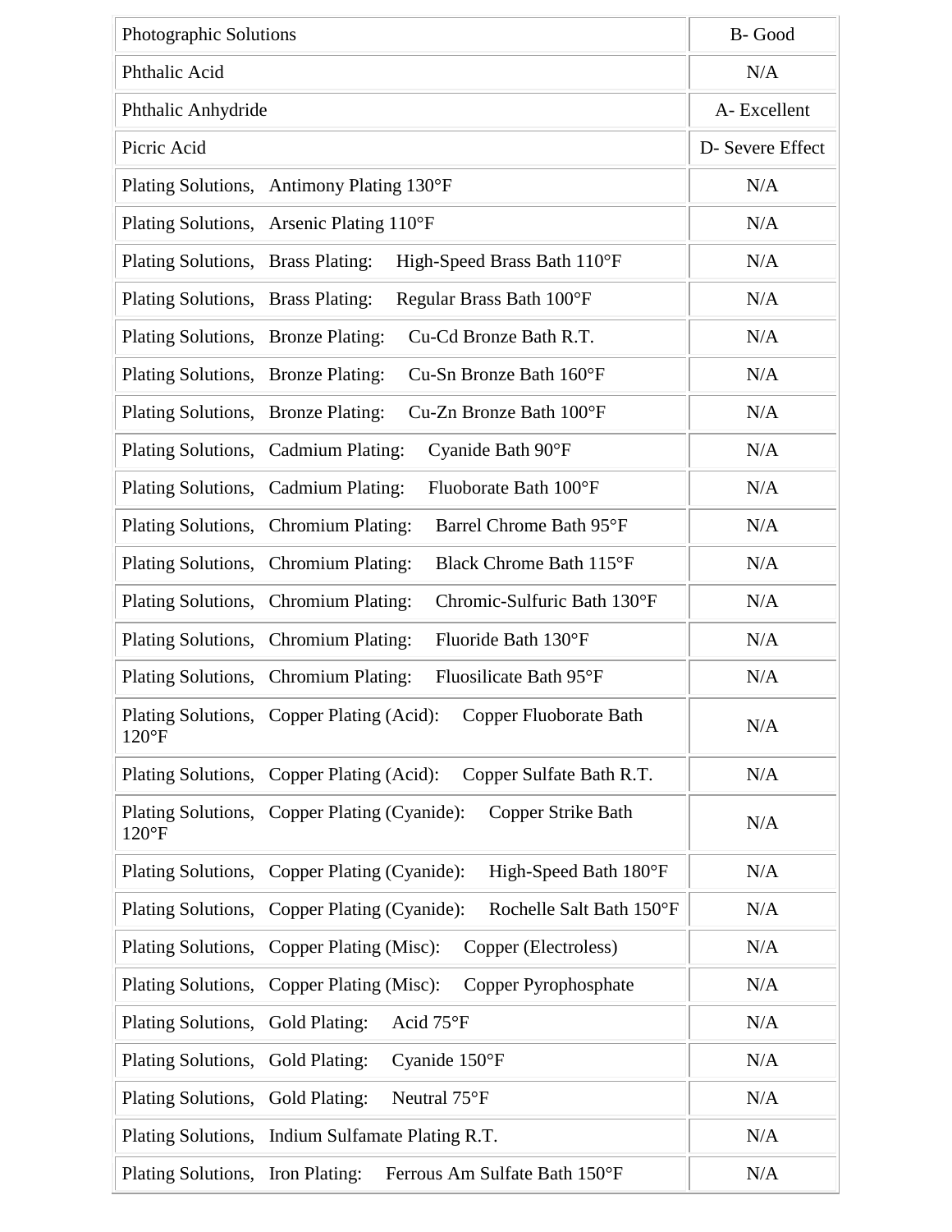| Photographic Solutions | B- Good |
| --- | --- |
| Phthalic Acid | N/A |
| Phthalic Anhydride | A- Excellent |
| Picric Acid | D- Severe Effect |
| Plating Solutions, Antimony Plating 130°F | N/A |
| Plating Solutions, Arsenic Plating 110°F | N/A |
| Plating Solutions, Brass Plating: High-Speed Brass Bath 110°F | N/A |
| Plating Solutions, Brass Plating: Regular Brass Bath 100°F | N/A |
| Plating Solutions, Bronze Plating: Cu-Cd Bronze Bath R.T. | N/A |
| Plating Solutions, Bronze Plating: Cu-Sn Bronze Bath 160°F | N/A |
| Plating Solutions, Bronze Plating: Cu-Zn Bronze Bath 100°F | N/A |
| Plating Solutions, Cadmium Plating: Cyanide Bath 90°F | N/A |
| Plating Solutions, Cadmium Plating: Fluoborate Bath 100°F | N/A |
| Plating Solutions, Chromium Plating: Barrel Chrome Bath 95°F | N/A |
| Plating Solutions, Chromium Plating: Black Chrome Bath 115°F | N/A |
| Plating Solutions, Chromium Plating: Chromic-Sulfuric Bath 130°F | N/A |
| Plating Solutions, Chromium Plating: Fluoride Bath 130°F | N/A |
| Plating Solutions, Chromium Plating: Fluosilicate Bath 95°F | N/A |
| Plating Solutions, Copper Plating (Acid): Copper Fluoborate Bath 120°F | N/A |
| Plating Solutions, Copper Plating (Acid): Copper Sulfate Bath R.T. | N/A |
| Plating Solutions, Copper Plating (Cyanide): Copper Strike Bath 120°F | N/A |
| Plating Solutions, Copper Plating (Cyanide): High-Speed Bath 180°F | N/A |
| Plating Solutions, Copper Plating (Cyanide): Rochelle Salt Bath 150°F | N/A |
| Plating Solutions, Copper Plating (Misc): Copper (Electroless) | N/A |
| Plating Solutions, Copper Plating (Misc): Copper Pyrophosphate | N/A |
| Plating Solutions, Gold Plating: Acid 75°F | N/A |
| Plating Solutions, Gold Plating: Cyanide 150°F | N/A |
| Plating Solutions, Gold Plating: Neutral 75°F | N/A |
| Plating Solutions, Indium Sulfamate Plating R.T. | N/A |
| Plating Solutions, Iron Plating: Ferrous Am Sulfate Bath 150°F | N/A |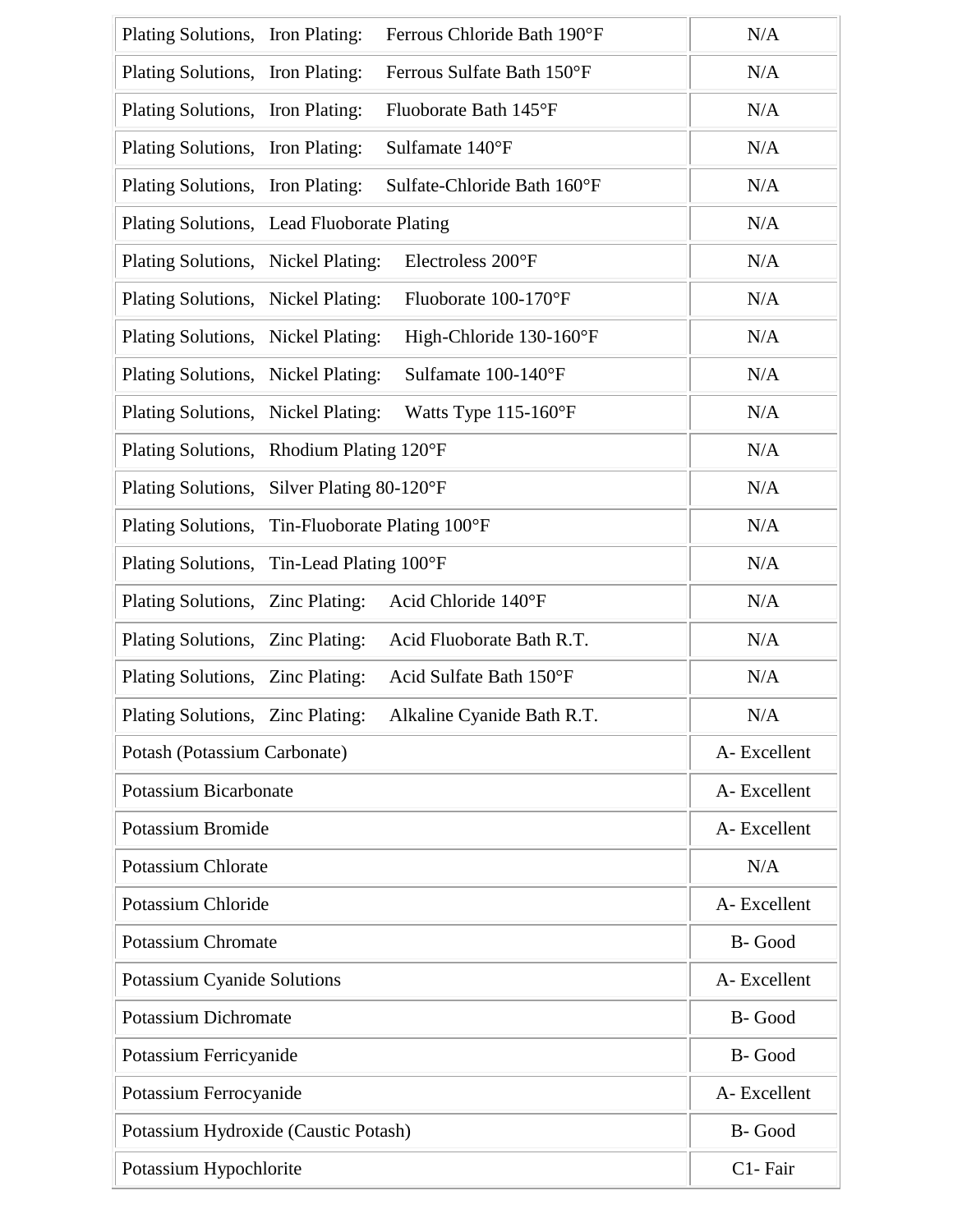| | |
|---|---|
| Plating Solutions, Iron Plating: Ferrous Chloride Bath 190°F | N/A |
| Plating Solutions, Iron Plating: Ferrous Sulfate Bath 150°F | N/A |
| Plating Solutions, Iron Plating: Fluoborate Bath 145°F | N/A |
| Plating Solutions, Iron Plating: Sulfamate 140°F | N/A |
| Plating Solutions, Iron Plating: Sulfate-Chloride Bath 160°F | N/A |
| Plating Solutions, Lead Fluoborate Plating | N/A |
| Plating Solutions, Nickel Plating: Electroless 200°F | N/A |
| Plating Solutions, Nickel Plating: Fluoborate 100-170°F | N/A |
| Plating Solutions, Nickel Plating: High-Chloride 130-160°F | N/A |
| Plating Solutions, Nickel Plating: Sulfamate 100-140°F | N/A |
| Plating Solutions, Nickel Plating: Watts Type 115-160°F | N/A |
| Plating Solutions, Rhodium Plating 120°F | N/A |
| Plating Solutions, Silver Plating 80-120°F | N/A |
| Plating Solutions, Tin-Fluoborate Plating 100°F | N/A |
| Plating Solutions, Tin-Lead Plating 100°F | N/A |
| Plating Solutions, Zinc Plating: Acid Chloride 140°F | N/A |
| Plating Solutions, Zinc Plating: Acid Fluoborate Bath R.T. | N/A |
| Plating Solutions, Zinc Plating: Acid Sulfate Bath 150°F | N/A |
| Plating Solutions, Zinc Plating: Alkaline Cyanide Bath R.T. | N/A |
| Potash (Potassium Carbonate) | A- Excellent |
| Potassium Bicarbonate | A- Excellent |
| Potassium Bromide | A- Excellent |
| Potassium Chlorate | N/A |
| Potassium Chloride | A- Excellent |
| Potassium Chromate | B- Good |
| Potassium Cyanide Solutions | A- Excellent |
| Potassium Dichromate | B- Good |
| Potassium Ferricyanide | B- Good |
| Potassium Ferrocyanide | A- Excellent |
| Potassium Hydroxide (Caustic Potash) | B- Good |
| Potassium Hypochlorite | C1- Fair |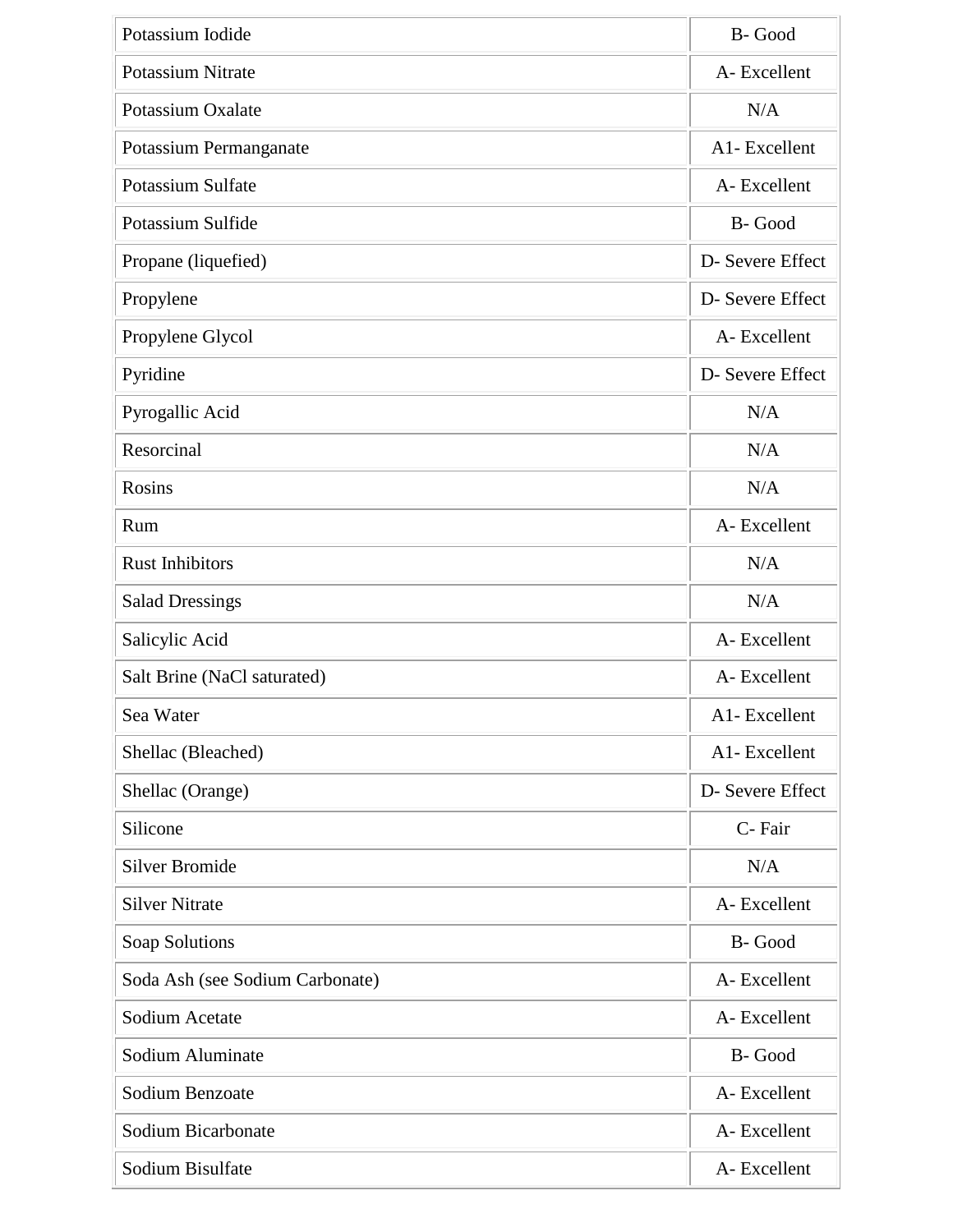| | |
|---|---|
| Potassium Iodide | B- Good |
| Potassium Nitrate | A- Excellent |
| Potassium Oxalate | N/A |
| Potassium Permanganate | A1- Excellent |
| Potassium Sulfate | A- Excellent |
| Potassium Sulfide | B- Good |
| Propane (liquefied) | D- Severe Effect |
| Propylene | D- Severe Effect |
| Propylene Glycol | A- Excellent |
| Pyridine | D- Severe Effect |
| Pyrogallic Acid | N/A |
| Resorcinal | N/A |
| Rosins | N/A |
| Rum | A- Excellent |
| Rust Inhibitors | N/A |
| Salad Dressings | N/A |
| Salicylic Acid | A- Excellent |
| Salt Brine (NaCl saturated) | A- Excellent |
| Sea Water | A1- Excellent |
| Shellac (Bleached) | A1- Excellent |
| Shellac (Orange) | D- Severe Effect |
| Silicone | C- Fair |
| Silver Bromide | N/A |
| Silver Nitrate | A- Excellent |
| Soap Solutions | B- Good |
| Soda Ash (see Sodium Carbonate) | A- Excellent |
| Sodium Acetate | A- Excellent |
| Sodium Aluminate | B- Good |
| Sodium Benzoate | A- Excellent |
| Sodium Bicarbonate | A- Excellent |
| Sodium Bisulfate | A- Excellent |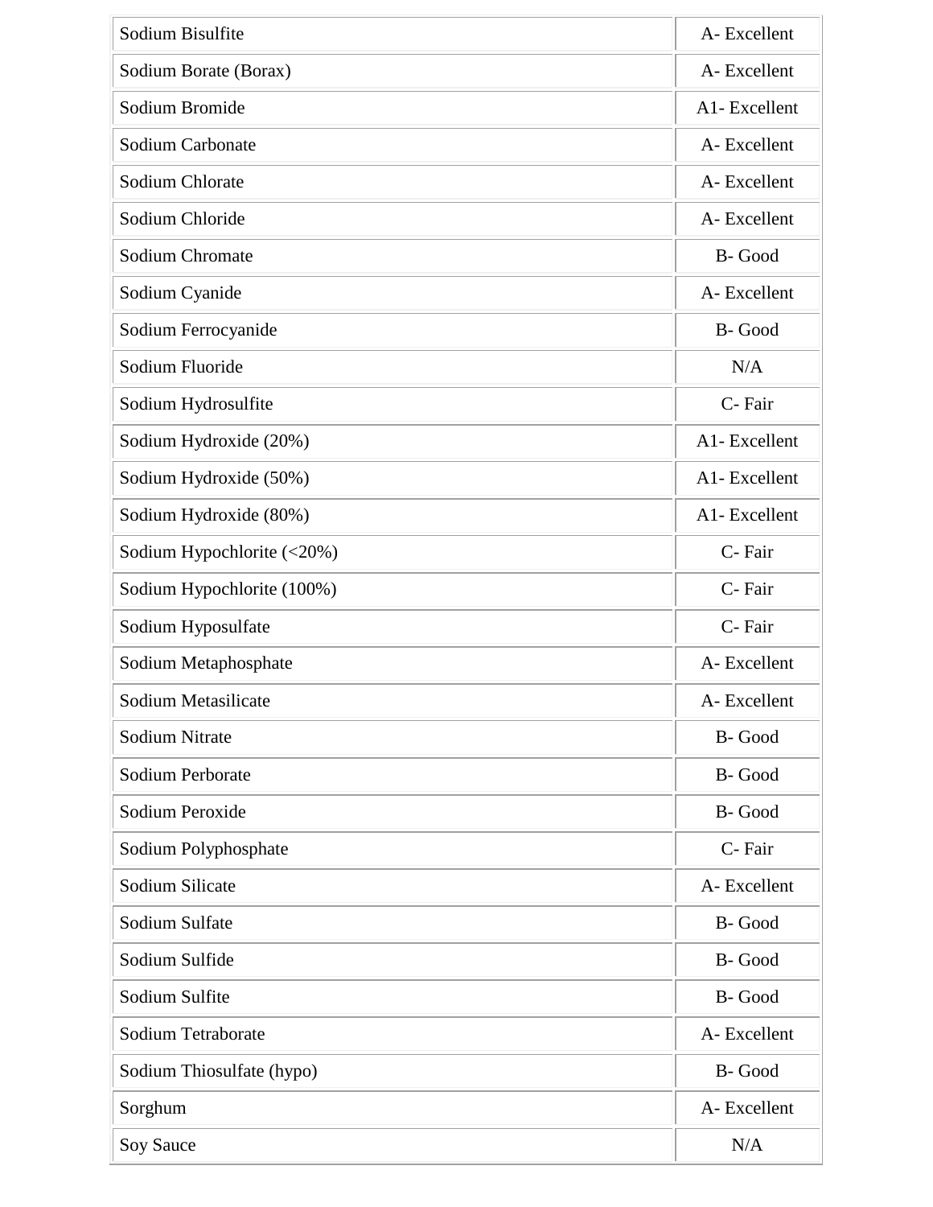| | |
|---|---|
| Sodium Bisulfite | A- Excellent |
| Sodium Borate (Borax) | A- Excellent |
| Sodium Bromide | A1- Excellent |
| Sodium Carbonate | A- Excellent |
| Sodium Chlorate | A- Excellent |
| Sodium Chloride | A- Excellent |
| Sodium Chromate | B- Good |
| Sodium Cyanide | A- Excellent |
| Sodium Ferrocyanide | B- Good |
| Sodium Fluoride | N/A |
| Sodium Hydrosulfite | C- Fair |
| Sodium Hydroxide (20%) | A1- Excellent |
| Sodium Hydroxide (50%) | A1- Excellent |
| Sodium Hydroxide (80%) | A1- Excellent |
| Sodium Hypochlorite (<20%) | C- Fair |
| Sodium Hypochlorite (100%) | C- Fair |
| Sodium Hyposulfate | C- Fair |
| Sodium Metaphosphate | A- Excellent |
| Sodium Metasilicate | A- Excellent |
| Sodium Nitrate | B- Good |
| Sodium Perborate | B- Good |
| Sodium Peroxide | B- Good |
| Sodium Polyphosphate | C- Fair |
| Sodium Silicate | A- Excellent |
| Sodium Sulfate | B- Good |
| Sodium Sulfide | B- Good |
| Sodium Sulfite | B- Good |
| Sodium Tetraborate | A- Excellent |
| Sodium Thiosulfate (hypo) | B- Good |
| Sorghum | A- Excellent |
| Soy Sauce | N/A |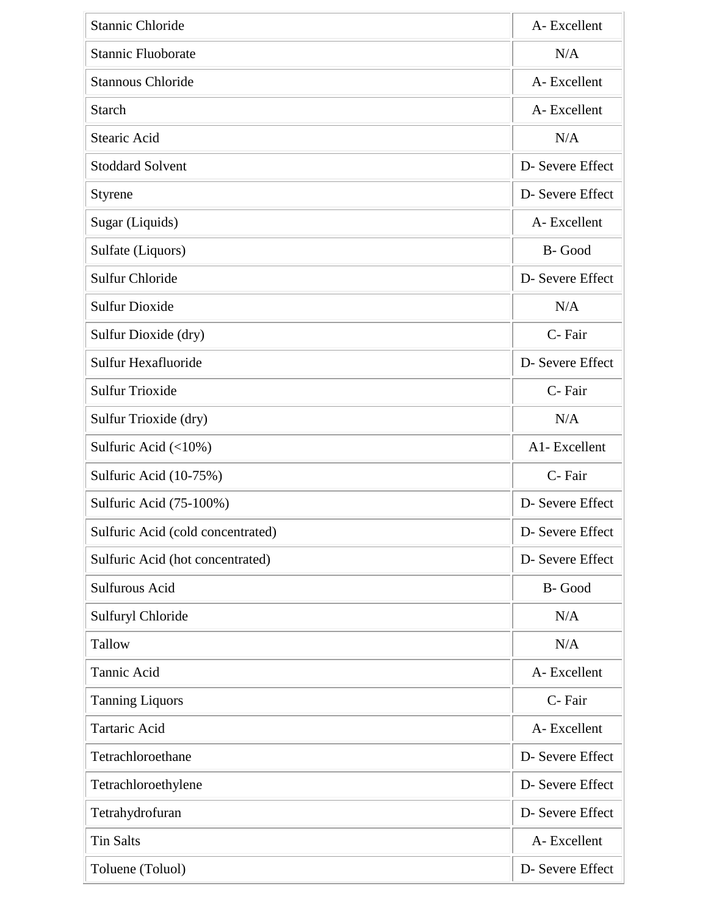| | |
|---|---|
| Stannic Chloride | A- Excellent |
| Stannic Fluoborate | N/A |
| Stannous Chloride | A- Excellent |
| Starch | A- Excellent |
| Stearic Acid | N/A |
| Stoddard Solvent | D- Severe Effect |
| Styrene | D- Severe Effect |
| Sugar (Liquids) | A- Excellent |
| Sulfate (Liquors) | B- Good |
| Sulfur Chloride | D- Severe Effect |
| Sulfur Dioxide | N/A |
| Sulfur Dioxide (dry) | C- Fair |
| Sulfur Hexafluoride | D- Severe Effect |
| Sulfur Trioxide | C- Fair |
| Sulfur Trioxide (dry) | N/A |
| Sulfuric Acid (<10%) | A1- Excellent |
| Sulfuric Acid (10-75%) | C- Fair |
| Sulfuric Acid (75-100%) | D- Severe Effect |
| Sulfuric Acid (cold concentrated) | D- Severe Effect |
| Sulfuric Acid (hot concentrated) | D- Severe Effect |
| Sulfurous Acid | B- Good |
| Sulfuryl Chloride | N/A |
| Tallow | N/A |
| Tannic Acid | A- Excellent |
| Tanning Liquors | C- Fair |
| Tartaric Acid | A- Excellent |
| Tetrachloroethane | D- Severe Effect |
| Tetrachloroethylene | D- Severe Effect |
| Tetrahydrofuran | D- Severe Effect |
| Tin Salts | A- Excellent |
| Toluene (Toluol) | D- Severe Effect |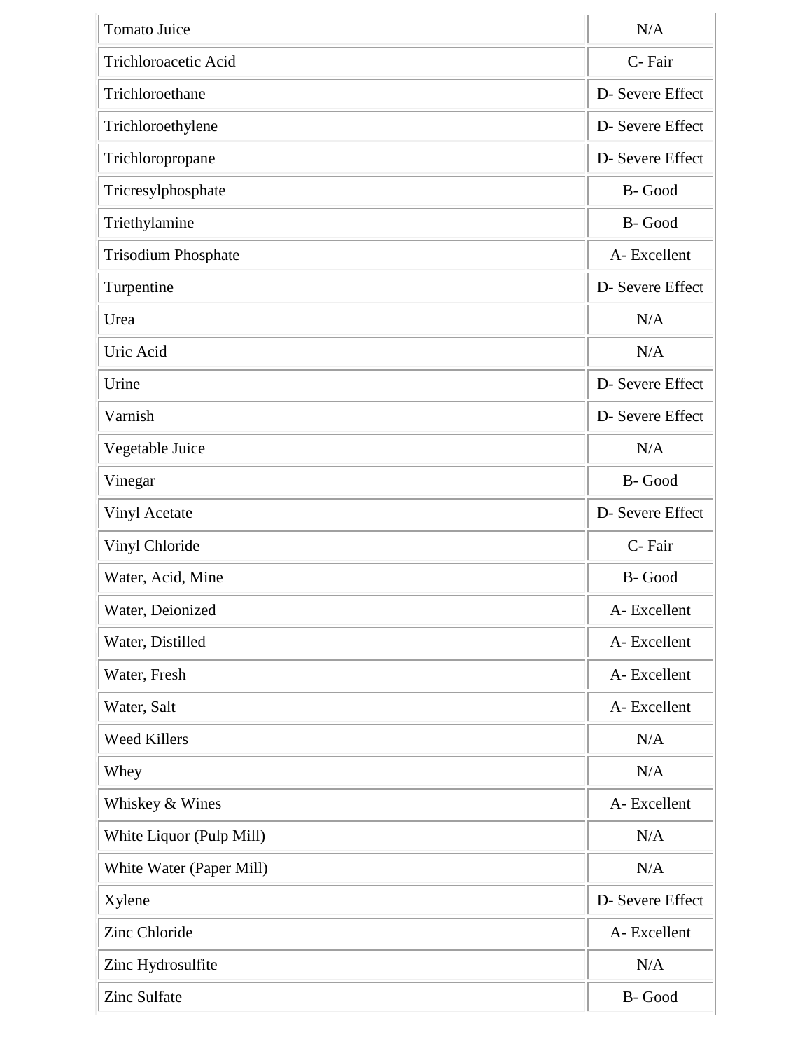| | |
|---|---|
| Tomato Juice | N/A |
| Trichloroacetic Acid | C- Fair |
| Trichloroethane | D- Severe Effect |
| Trichloroethylene | D- Severe Effect |
| Trichloropropane | D- Severe Effect |
| Tricresylphosphate | B- Good |
| Triethylamine | B- Good |
| Trisodium Phosphate | A- Excellent |
| Turpentine | D- Severe Effect |
| Urea | N/A |
| Uric Acid | N/A |
| Urine | D- Severe Effect |
| Varnish | D- Severe Effect |
| Vegetable Juice | N/A |
| Vinegar | B- Good |
| Vinyl Acetate | D- Severe Effect |
| Vinyl Chloride | C- Fair |
| Water, Acid, Mine | B- Good |
| Water, Deionized | A- Excellent |
| Water, Distilled | A- Excellent |
| Water, Fresh | A- Excellent |
| Water, Salt | A- Excellent |
| Weed Killers | N/A |
| Whey | N/A |
| Whiskey & Wines | A- Excellent |
| White Liquor (Pulp Mill) | N/A |
| White Water (Paper Mill) | N/A |
| Xylene | D- Severe Effect |
| Zinc Chloride | A- Excellent |
| Zinc Hydrosulfite | N/A |
| Zinc Sulfate | B- Good |